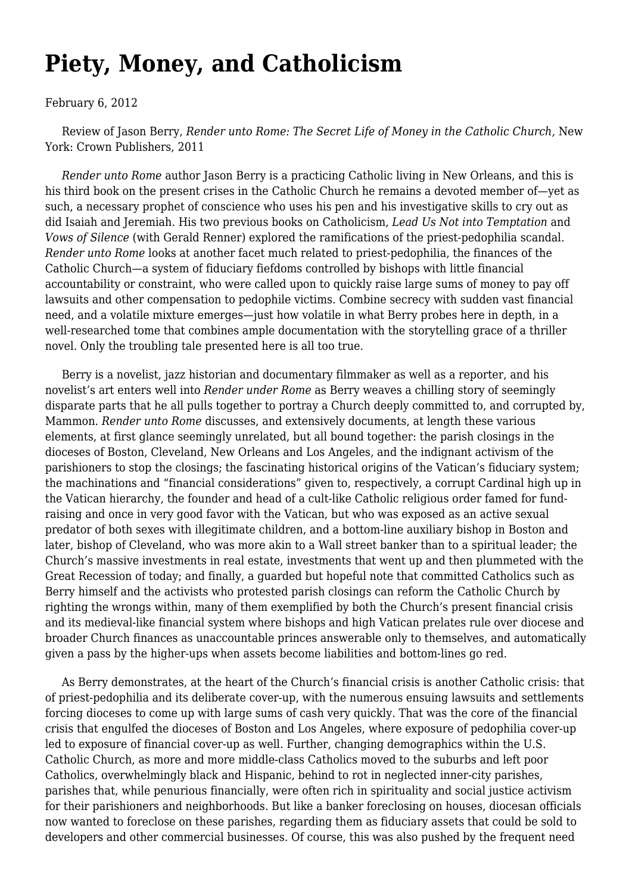# Piety, Money, and Catholicism

February 6, 2012

Review of Jason Berry, *Render unto Rome: The Secret Life of Money in the Catholic Church,* New York: Crown Publishers, 2011

*Render unto Rome* author Jason Berry is a practicing Catholic living in New Orleans, and this is his third book on the present crises in the Catholic Church he remains a devoted member of—yet as such, a necessary prophet of conscience who uses his pen and his investigative skills to cry out as did Isaiah and Jeremiah. His two previous books on Catholicism, *Lead Us Not into Temptation* and *Vows of Silence* (with Gerald Renner) explored the ramifications of the priest-pedophilia scandal. *Render unto Rome* looks at another facet much related to priest-pedophilia, the finances of the Catholic Church—a system of fiduciary fiefdoms controlled by bishops with little financial accountability or constraint, who were called upon to quickly raise large sums of money to pay off lawsuits and other compensation to pedophile victims. Combine secrecy with sudden vast financial need, and a volatile mixture emerges—just how volatile in what Berry probes here in depth, in a well-researched tome that combines ample documentation with the storytelling grace of a thriller novel. Only the troubling tale presented here is all too true.

Berry is a novelist, jazz historian and documentary filmmaker as well as a reporter, and his novelist's art enters well into *Render under Rome* as Berry weaves a chilling story of seemingly disparate parts that he all pulls together to portray a Church deeply committed to, and corrupted by, Mammon. *Render unto Rome* discusses, and extensively documents, at length these various elements, at first glance seemingly unrelated, but all bound together: the parish closings in the dioceses of Boston, Cleveland, New Orleans and Los Angeles, and the indignant activism of the parishioners to stop the closings; the fascinating historical origins of the Vatican's fiduciary system; the machinations and "financial considerations" given to, respectively, a corrupt Cardinal high up in the Vatican hierarchy, the founder and head of a cult-like Catholic religious order famed for fund-raising and once in very good favor with the Vatican, but who was exposed as an active sexual predator of both sexes with illegitimate children, and a bottom-line auxiliary bishop in Boston and later, bishop of Cleveland, who was more akin to a Wall street banker than to a spiritual leader; the Church's massive investments in real estate, investments that went up and then plummeted with the Great Recession of today; and finally, a guarded but hopeful note that committed Catholics such as Berry himself and the activists who protested parish closings can reform the Catholic Church by righting the wrongs within, many of them exemplified by both the Church's present financial crisis and its medieval-like financial system where bishops and high Vatican prelates rule over diocese and broader Church finances as unaccountable princes answerable only to themselves, and automatically given a pass by the higher-ups when assets become liabilities and bottom-lines go red.

As Berry demonstrates, at the heart of the Church's financial crisis is another Catholic crisis: that of priest-pedophilia and its deliberate cover-up, with the numerous ensuing lawsuits and settlements forcing dioceses to come up with large sums of cash very quickly. That was the core of the financial crisis that engulfed the dioceses of Boston and Los Angeles, where exposure of pedophilia cover-up led to exposure of financial cover-up as well. Further, changing demographics within the U.S. Catholic Church, as more and more middle-class Catholics moved to the suburbs and left poor Catholics, overwhelmingly black and Hispanic, behind to rot in neglected inner-city parishes, parishes that, while penurious financially, were often rich in spirituality and social justice activism for their parishioners and neighborhoods. But like a banker foreclosing on houses, diocesan officials now wanted to foreclose on these parishes, regarding them as fiduciary assets that could be sold to developers and other commercial businesses. Of course, this was also pushed by the frequent need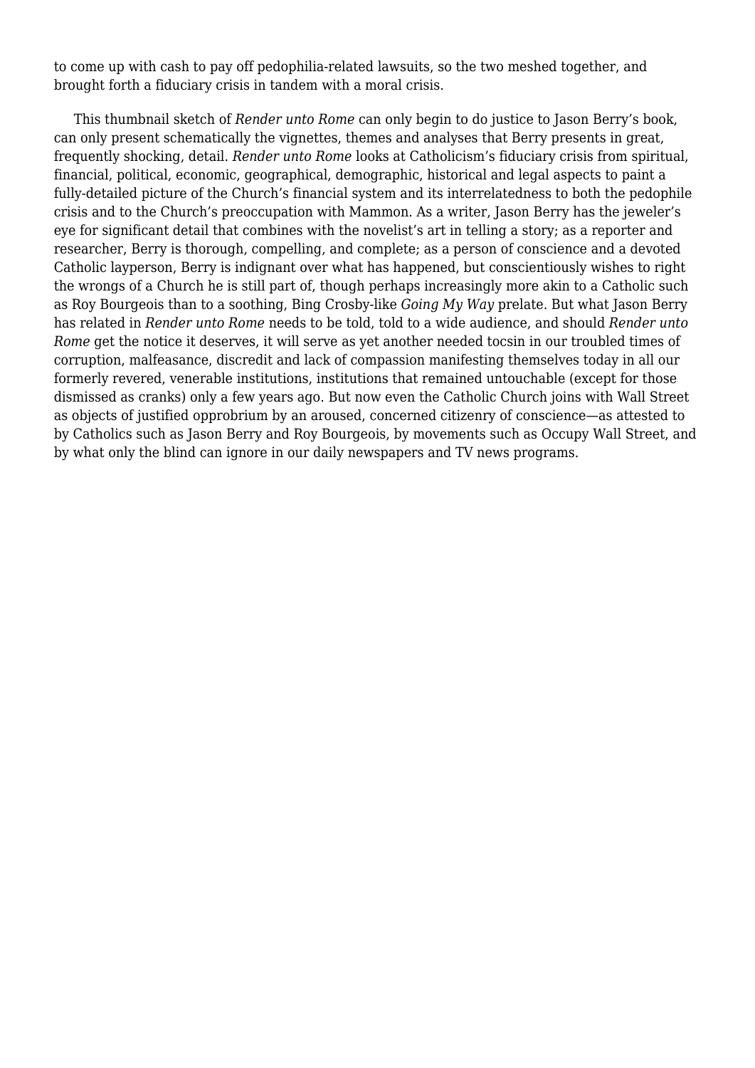to come up with cash to pay off pedophilia-related lawsuits, so the two meshed together, and brought forth a fiduciary crisis in tandem with a moral crisis.

This thumbnail sketch of *Render unto Rome* can only begin to do justice to Jason Berry's book, can only present schematically the vignettes, themes and analyses that Berry presents in great, frequently shocking, detail. *Render unto Rome* looks at Catholicism's fiduciary crisis from spiritual, financial, political, economic, geographical, demographic, historical and legal aspects to paint a fully-detailed picture of the Church's financial system and its interrelatedness to both the pedophile crisis and to the Church's preoccupation with Mammon. As a writer, Jason Berry has the jeweler's eye for significant detail that combines with the novelist's art in telling a story; as a reporter and researcher, Berry is thorough, compelling, and complete; as a person of conscience and a devoted Catholic layperson, Berry is indignant over what has happened, but conscientiously wishes to right the wrongs of a Church he is still part of, though perhaps increasingly more akin to a Catholic such as Roy Bourgeois than to a soothing, Bing Crosby-like *Going My Way* prelate. But what Jason Berry has related in *Render unto Rome* needs to be told, told to a wide audience, and should *Render unto Rome* get the notice it deserves, it will serve as yet another needed tocsin in our troubled times of corruption, malfeasance, discredit and lack of compassion manifesting themselves today in all our formerly revered, venerable institutions, institutions that remained untouchable (except for those dismissed as cranks) only a few years ago. But now even the Catholic Church joins with Wall Street as objects of justified opprobrium by an aroused, concerned citizenry of conscience—as attested to by Catholics such as Jason Berry and Roy Bourgeois, by movements such as Occupy Wall Street, and by what only the blind can ignore in our daily newspapers and TV news programs.